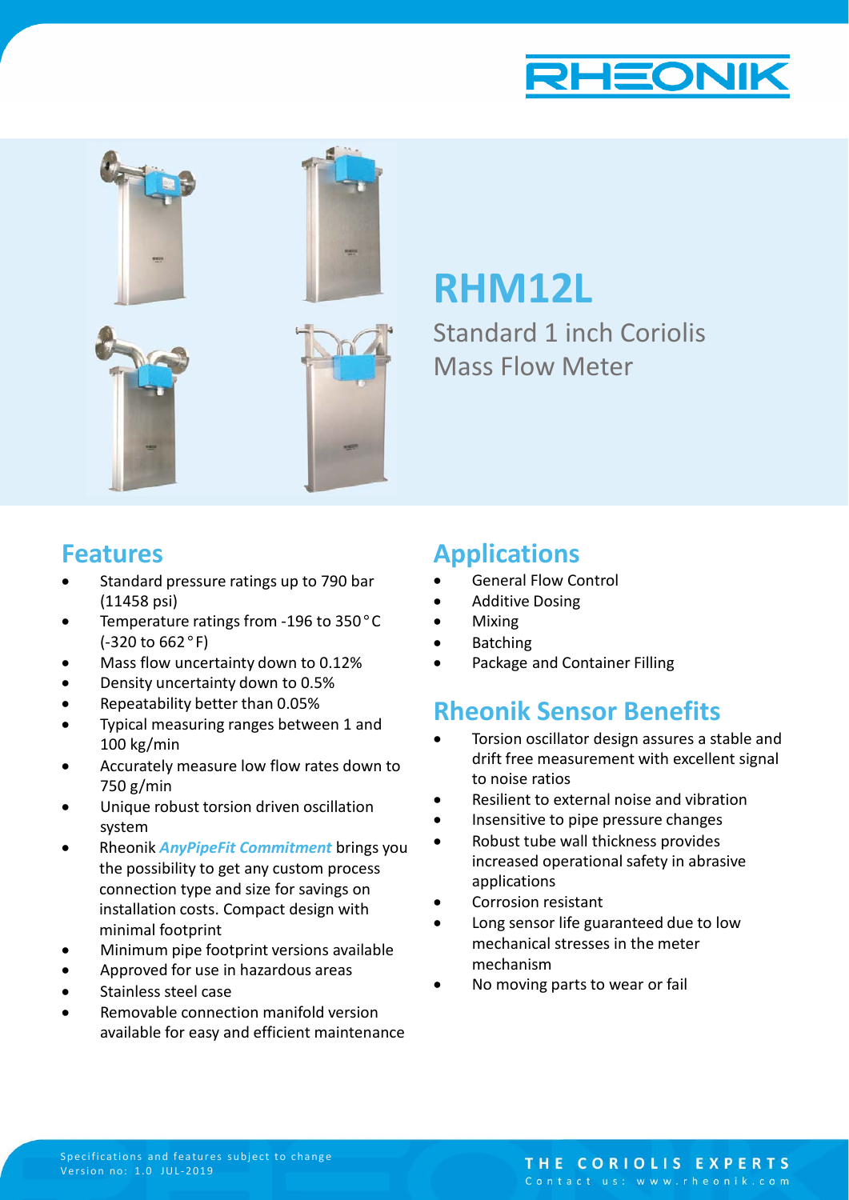# RHM12L

## Standard 1 inch Coriolis Mass Flow Meter

## Features

- Standard pressure ratings up to 790 bar (11458 psi)
- Temperature ratings from -196 to 350 °C (-320 to 662 °F)
- Mass flow uncertainty down to 0.12%
- Density uncertainty down to 0.5%
- Repeatability better than 0.05%
- Typical measuring ranges between 1 and 100 kg/min
- Accurately measure low flow rates down to 750 g/min
- Unique robust torsion driven oscillation system
- Rheonik ***AnyPipeFit Commitment*** brings you the possibility to get any custom process connection type and size for savings on installation costs. Compact design with minimal footprint
- Minimum pipe footprint versions available
- Approved for use in hazardous areas
- Stainless steel case
- Removable connection manifold version available for easy and efficient maintenance

## Applications

- General Flow Control
- Additive Dosing
- Mixing
- Batching
- Package and Container Filling

## Rheonik Sensor Benefits

- Torsion oscillator design assures a stable and drift free measurement with excellent signal to noise ratios
- Resilient to external noise and vibration
- Insensitive to pipe pressure changes
- Robust tube wall thickness provides increased operational safety in abrasive applications
- Corrosion resistant
- Long sensor life guaranteed due to low mechanical stresses in the meter mechanism
- No moving parts to wear or fail

Specifications and features subject to change
Version no: 1.0 JUL-2019

THE CORIOLIS EXPERTS
Contact us: www.rheonik.com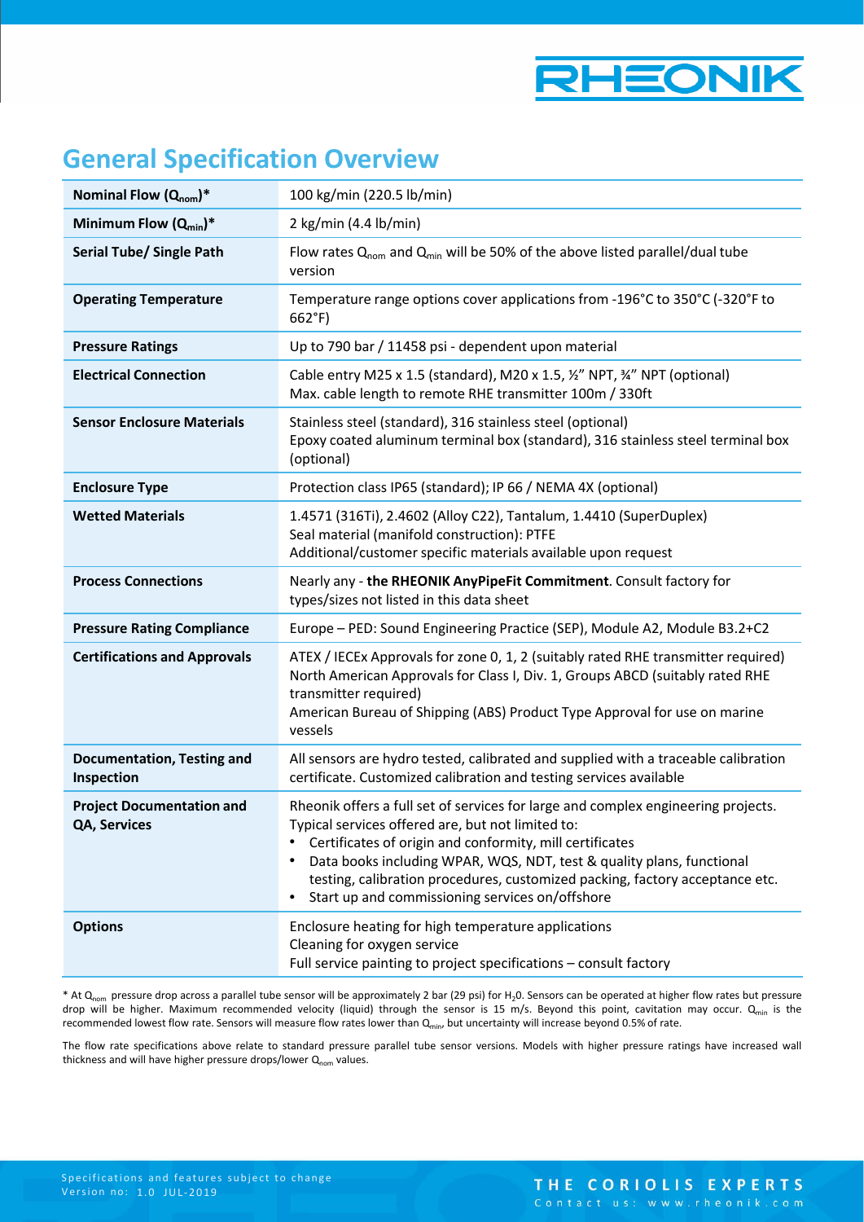# General Specification Overview

| | |
|---|---|
| **Nominal Flow ($Q_{nom}$)*** | 100 kg/min (220.5 lb/min) |
| **Minimum Flow ($Q_{min}$)*** | 2 kg/min (4.4 lb/min) |
| **Serial Tube/ Single Path** | Flow rates $Q_{nom}$ and $Q_{min}$ will be 50% of the above listed parallel/dual tube version |
| **Operating Temperature** | Temperature range options cover applications from -196°C to 350°C (-320°F to 662°F) |
| **Pressure Ratings** | Up to 790 bar / 11458 psi - dependent upon material |
| **Electrical Connection** | Cable entry M25 x 1.5 (standard), M20 x 1.5, ½" NPT, ¾" NPT (optional)<br>Max. cable length to remote RHE transmitter 100m / 330ft |
| **Sensor Enclosure Materials** | Stainless steel (standard), 316 stainless steel (optional)<br>Epoxy coated aluminum terminal box (standard), 316 stainless steel terminal box (optional) |
| **Enclosure Type** | Protection class IP65 (standard); IP 66 / NEMA 4X (optional) |
| **Wetted Materials** | 1.4571 (316Ti), 2.4602 (Alloy C22), Tantalum, 1.4410 (SuperDuplex)<br>Seal material (manifold construction): PTFE<br>Additional/customer specific materials available upon request |
| **Process Connections** | Nearly any - **the RHEONIK AnyPipeFit Commitment**. Consult factory for types/sizes not listed in this data sheet |
| **Pressure Rating Compliance** | Europe – PED: Sound Engineering Practice (SEP), Module A2, Module B3.2+C2 |
| **Certifications and Approvals** | ATEX / IECEx Approvals for zone 0, 1, 2 (suitably rated RHE transmitter required)<br>North American Approvals for Class I, Div. 1, Groups ABCD (suitably rated RHE transmitter required)<br>American Bureau of Shipping (ABS) Product Type Approval for use on marine vessels |
| **Documentation, Testing and Inspection** | All sensors are hydro tested, calibrated and supplied with a traceable calibration certificate. Customized calibration and testing services available |
| **Project Documentation and QA, Services** | Rheonik offers a full set of services for large and complex engineering projects. Typical services offered are, but not limited to:<br>• Certificates of origin and conformity, mill certificates<br>• Data books including WPAR, WQS, NDT, test & quality plans, functional testing, calibration procedures, customized packing, factory acceptance etc.<br>• Start up and commissioning services on/offshore |
| **Options** | Enclosure heating for high temperature applications<br>Cleaning for oxygen service<br>Full service painting to project specifications – consult factory |

* At $Q_{nom}$ pressure drop across a parallel tube sensor will be approximately 2 bar (29 psi) for $H_2O$. Sensors can be operated at higher flow rates but pressure drop will be higher. Maximum recommended velocity (liquid) through the sensor is 15 m/s. Beyond this point, cavitation may occur. $Q_{min}$ is the recommended lowest flow rate. Sensors will measure flow rates lower than $Q_{min}$, but uncertainty will increase beyond 0.5% of rate.

The flow rate specifications above relate to standard pressure parallel tube sensor versions. Models with higher pressure ratings have increased wall thickness and will have higher pressure drops/lower $Q_{nom}$ values.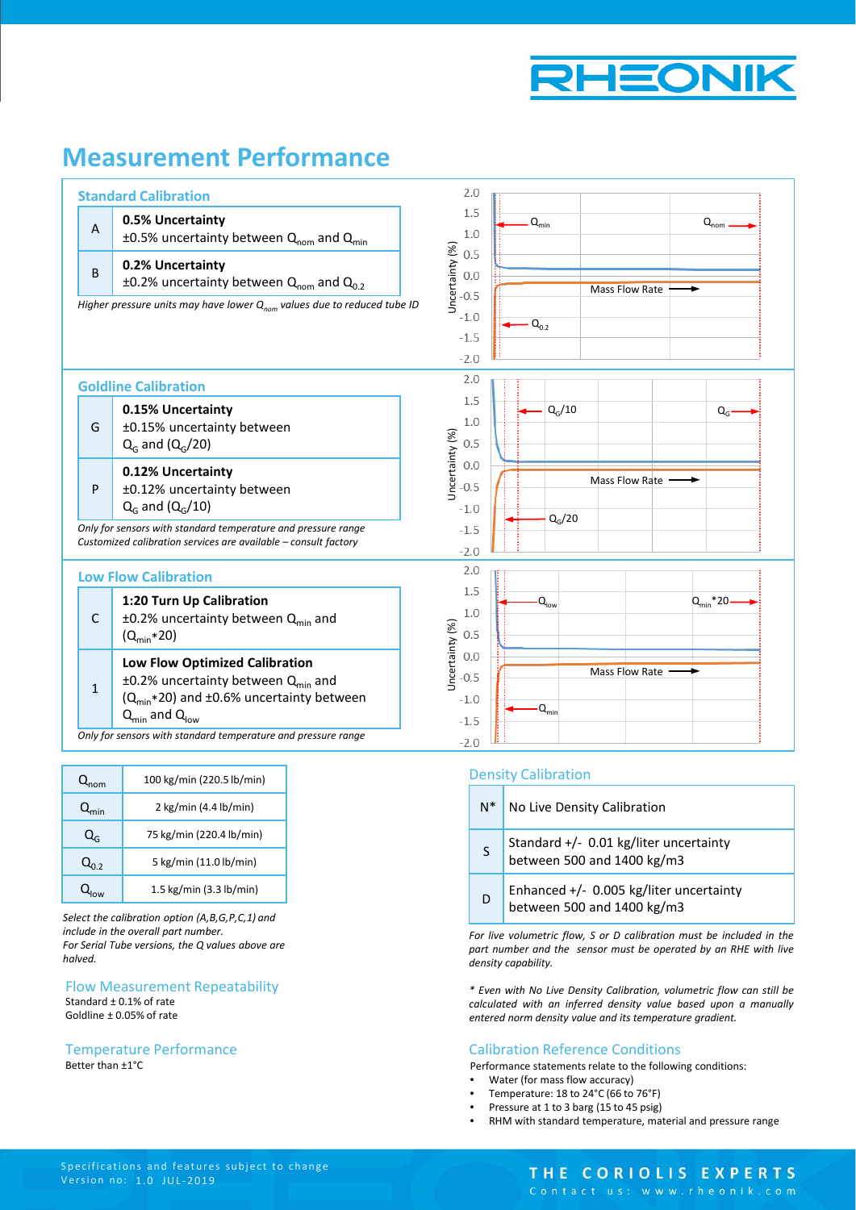# Measurement Performance

## Standard Calibration

| | |
|---|---|
| A | **0.5% Uncertainty** ±0.5% uncertainty between $Q_{nom}$ and $Q_{min}$ |
| B | **0.2% Uncertainty** ±0.2% uncertainty between $Q_{nom}$ and $Q_{0.2}$ |

*Higher pressure units may have lower $Q_{nom}$ values due to reduced tube ID*

## Goldline Calibration

| | |
|---|---|
| G | **0.15% Uncertainty** ±0.15% uncertainty between $Q_G$ and ($Q_G$/20) |
| P | **0.12% Uncertainty** ±0.12% uncertainty between $Q_G$ and ($Q_G$/10) |

*Only for sensors with standard temperature and pressure range*
*Customized calibration services are available – consult factory*

## Low Flow Calibration

| | |
|---|---|
| C | **1:20 Turn Up Calibration** ±0.2% uncertainty between $Q_{min}$ and ($Q_{min}$*20) |
| 1 | **Low Flow Optimized Calibration** ±0.2% uncertainty between $Q_{min}$ and ($Q_{min}$*20) and ±0.6% uncertainty between $Q_{min}$ and $Q_{low}$ |

*Only for sensors with standard temperature and pressure range*

| | |
|---|---|
| $Q_{nom}$ | 100 kg/min (220.5 lb/min) |
| $Q_{min}$ | 2 kg/min (4.4 lb/min) |
| $Q_G$ | 75 kg/min (220.4 lb/min) |
| $Q_{0.2}$ | 5 kg/min (11.0 lb/min) |
| $Q_{low}$ | 1.5 kg/min (3.3 lb/min) |

*Select the calibration option (A,B,G,P,C,1) and include in the overall part number.*
*For Serial Tube versions, the Q values above are halved.*

## Flow Measurement Repeatability

Standard ± 0.1% of rate
Goldline ± 0.05% of rate

## Temperature Performance

Better than ±1°C

## Density Calibration

| | |
|---|---|
| N* | No Live Density Calibration |
| S | Standard +/- 0.01 kg/liter uncertainty between 500 and 1400 kg/m3 |
| D | Enhanced +/- 0.005 kg/liter uncertainty between 500 and 1400 kg/m3 |

*For live volumetric flow, S or D calibration must be included in the part number and the sensor must be operated by an RHE with live density capability.*

*\* Even with No Live Density Calibration, volumetric flow can still be calculated with an inferred density value based upon a manually entered norm density value and its temperature gradient.*

## Calibration Reference Conditions

Performance statements relate to the following conditions:

- Water (for mass flow accuracy)
- Temperature: 18 to 24°C (66 to 76°F)
- Pressure at 1 to 3 barg (15 to 45 psig)
- RHM with standard temperature, material and pressure range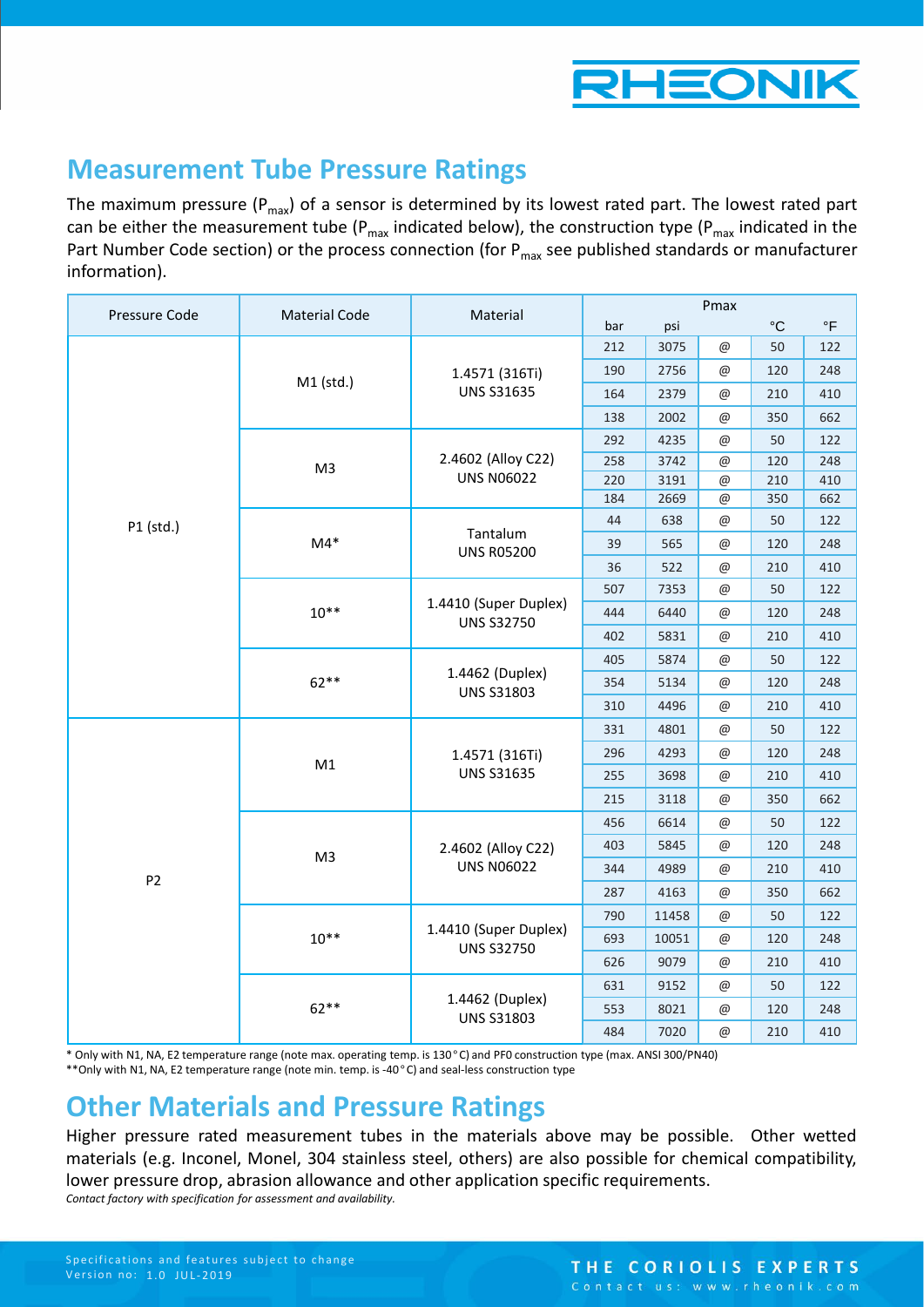## Measurement Tube Pressure Ratings

The maximum pressure ($P_{max}$) of a sensor is determined by its lowest rated part. The lowest rated part can be either the measurement tube ($P_{max}$ indicated below), the construction type ($P_{max}$ indicated in the Part Number Code section) or the process connection (for $P_{max}$ see published standards or manufacturer information).

| Pressure Code | Material Code | Material | Pmax | | | | |
|---|---|---|---|---|---|---|---|
| | | | bar | psi | | °C | °F |
| P1 (std.) | M1 (std.) | 1.4571 (316Ti) UNS S31635 | 212 | 3075 | @ | 50 | 122 |
| | | | 190 | 2756 | @ | 120 | 248 |
| | | | 164 | 2379 | @ | 210 | 410 |
| | | | 138 | 2002 | @ | 350 | 662 |
| | M3 | 2.4602 (Alloy C22) UNS N06022 | 292 | 4235 | @ | 50 | 122 |
| | | | 258 | 3742 | @ | 120 | 248 |
| | | | 220 | 3191 | @ | 210 | 410 |
| | | | 184 | 2669 | @ | 350 | 662 |
| | M4* | Tantalum UNS R05200 | 44 | 638 | @ | 50 | 122 |
| | | | 39 | 565 | @ | 120 | 248 |
| | | | 36 | 522 | @ | 210 | 410 |
| | 10** | 1.4410 (Super Duplex) UNS S32750 | 507 | 7353 | @ | 50 | 122 |
| | | | 444 | 6440 | @ | 120 | 248 |
| | | | 402 | 5831 | @ | 210 | 410 |
| | 62** | 1.4462 (Duplex) UNS S31803 | 405 | 5874 | @ | 50 | 122 |
| | | | 354 | 5134 | @ | 120 | 248 |
| | | | 310 | 4496 | @ | 210 | 410 |
| P2 | M1 | 1.4571 (316Ti) UNS S31635 | 331 | 4801 | @ | 50 | 122 |
| | | | 296 | 4293 | @ | 120 | 248 |
| | | | 255 | 3698 | @ | 210 | 410 |
| | | | 215 | 3118 | @ | 350 | 662 |
| | M3 | 2.4602 (Alloy C22) UNS N06022 | 456 | 6614 | @ | 50 | 122 |
| | | | 403 | 5845 | @ | 120 | 248 |
| | | | 344 | 4989 | @ | 210 | 410 |
| | | | 287 | 4163 | @ | 350 | 662 |
| | 10** | 1.4410 (Super Duplex) UNS S32750 | 790 | 11458 | @ | 50 | 122 |
| | | | 693 | 10051 | @ | 120 | 248 |
| | | | 626 | 9079 | @ | 210 | 410 |
| | 62** | 1.4462 (Duplex) UNS S31803 | 631 | 9152 | @ | 50 | 122 |
| | | | 553 | 8021 | @ | 120 | 248 |
| | | | 484 | 7020 | @ | 210 | 410 |

* Only with N1, NA, E2 temperature range (note max. operating temp. is 130 °C) and PF0 construction type (max. ANSI 300/PN40)
**Only with N1, NA, E2 temperature range (note min. temp. is -40 °C) and seal-less construction type

## Other Materials and Pressure Ratings

Higher pressure rated measurement tubes in the materials above may be possible. Other wetted materials (e.g. Inconel, Monel, 304 stainless steel, others) are also possible for chemical compatibility, lower pressure drop, abrasion allowance and other application specific requirements.

*Contact factory with specification for assessment and availability.*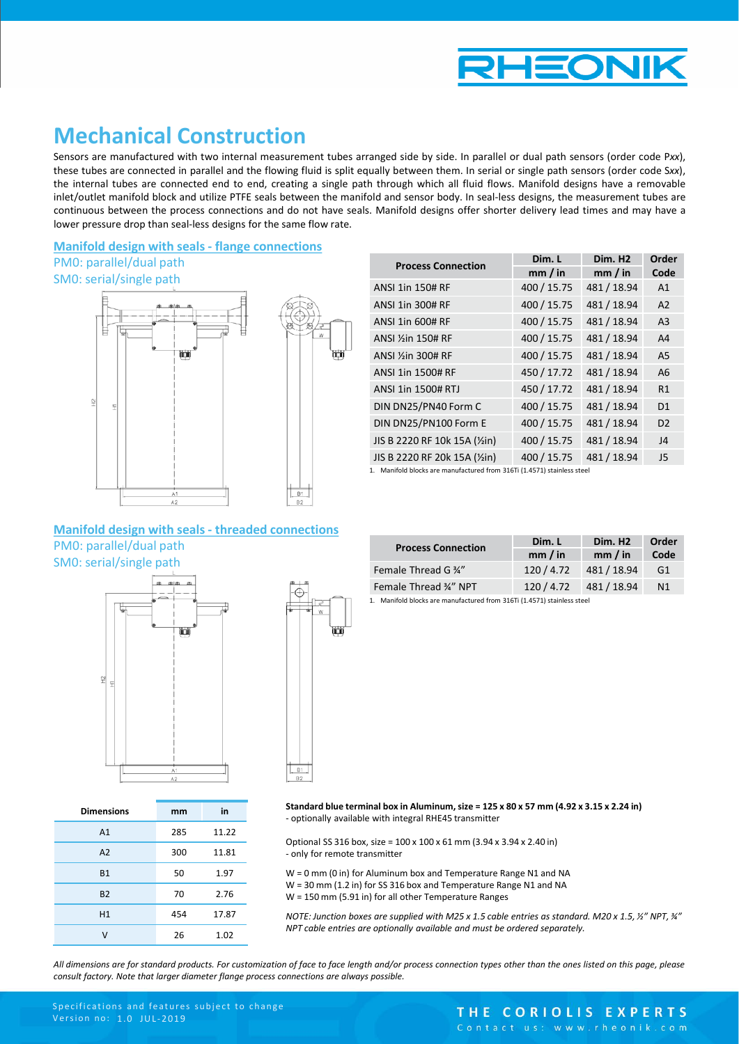# Mechanical Construction

Sensors are manufactured with two internal measurement tubes arranged side by side. In parallel or dual path sensors (order code P*xx*), these tubes are connected in parallel and the flowing fluid is split equally between them. In serial or single path sensors (order code S*xx*), the internal tubes are connected end to end, creating a single path through which all fluid flows. Manifold designs have a removable inlet/outlet manifold block and utilize PTFE seals between the manifold and sensor body. In seal-less designs, the measurement tubes are continuous between the process connections and do not have seals. Manifold designs offer shorter delivery lead times and may have a lower pressure drop than seal-less designs for the same flow rate.

## Manifold design with seals - flange connections

PM0: parallel/dual path
SM0: serial/single path

| Process Connection | Dim. L mm / in | Dim. H2 mm / in | Order Code |
|---|---|---|---|
| ANSI 1in 150# RF | 400 / 15.75 | 481 / 18.94 | A1 |
| ANSI 1in 300# RF | 400 / 15.75 | 481 / 18.94 | A2 |
| ANSI 1in 600# RF | 400 / 15.75 | 481 / 18.94 | A3 |
| ANSI ½in 150# RF | 400 / 15.75 | 481 / 18.94 | A4 |
| ANSI ½in 300# RF | 400 / 15.75 | 481 / 18.94 | A5 |
| ANSI 1in 1500# RF | 450 / 17.72 | 481 / 18.94 | A6 |
| ANSI 1in 1500# RTJ | 450 / 17.72 | 481 / 18.94 | R1 |
| DIN DN25/PN40 Form C | 400 / 15.75 | 481 / 18.94 | D1 |
| DIN DN25/PN100 Form E | 400 / 15.75 | 481 / 18.94 | D2 |
| JIS B 2220 RF 10k 15A (½in) | 400 / 15.75 | 481 / 18.94 | J4 |
| JIS B 2220 RF 20k 15A (½in) | 400 / 15.75 | 481 / 18.94 | J5 |

1. Manifold blocks are manufactured from 316Ti (1.4571) stainless steel

## Manifold design with seals - threaded connections

PM0: parallel/dual path
SM0: serial/single path

| Process Connection | Dim. L mm / in | Dim. H2 mm / in | Order Code |
|---|---|---|---|
| Female Thread G ¾" | 120 / 4.72 | 481 / 18.94 | G1 |
| Female Thread ¾" NPT | 120 / 4.72 | 481 / 18.94 | N1 |

1. Manifold blocks are manufactured from 316Ti (1.4571) stainless steel

| Dimensions | mm | in |
|---|---|---|
| A1 | 285 | 11.22 |
| A2 | 300 | 11.81 |
| B1 | 50 | 1.97 |
| B2 | 70 | 2.76 |
| H1 | 454 | 17.87 |
| V | 26 | 1.02 |

**Standard blue terminal box in Aluminum, size = 125 x 80 x 57 mm (4.92 x 3.15 x 2.24 in)**
- optionally available with integral RHE45 transmitter

Optional SS 316 box, size = 100 x 100 x 61 mm (3.94 x 3.94 x 2.40 in)
- only for remote transmitter

W = 0 mm (0 in) for Aluminum box and Temperature Range N1 and NA
W = 30 mm (1.2 in) for SS 316 box and Temperature Range N1 and NA
W = 150 mm (5.91 in) for all other Temperature Ranges

*NOTE: Junction boxes are supplied with M25 x 1.5 cable entries as standard. M20 x 1.5, ½" NPT, ¾" NPT cable entries are optionally available and must be ordered separately.*

*All dimensions are for standard products. For customization of face to face length and/or process connection types other than the ones listed on this page, please consult factory. Note that larger diameter flange process connections are always possible.*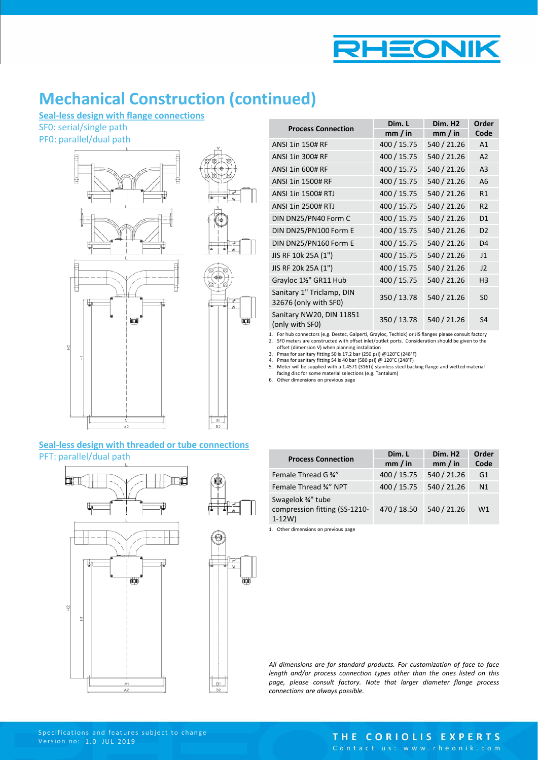# Mechanical Construction (continued)

**Seal-less design with flange connections**

SF0: serial/single path

PF0: parallel/dual path

| Process Connection | Dim. L mm / in | Dim. H2 mm / in | Order Code |
|---|---|---|---|
| ANSI 1in 150# RF | 400 / 15.75 | 540 / 21.26 | A1 |
| ANSI 1in 300# RF | 400 / 15.75 | 540 / 21.26 | A2 |
| ANSI 1in 600# RF | 400 / 15.75 | 540 / 21.26 | A3 |
| ANSI 1in 1500# RF | 400 / 15.75 | 540 / 21.26 | A6 |
| ANSI 1in 1500# RTJ | 400 / 15.75 | 540 / 21.26 | R1 |
| ANSI 1in 2500# RTJ | 400 / 15.75 | 540 / 21.26 | R2 |
| DIN DN25/PN40 Form C | 400 / 15.75 | 540 / 21.26 | D1 |
| DIN DN25/PN100 Form E | 400 / 15.75 | 540 / 21.26 | D2 |
| DIN DN25/PN160 Form E | 400 / 15.75 | 540 / 21.26 | D4 |
| JIS RF 10k 25A (1") | 400 / 15.75 | 540 / 21.26 | J1 |
| JIS RF 20k 25A (1") | 400 / 15.75 | 540 / 21.26 | J2 |
| Grayloc 1½" GR11 Hub | 400 / 15.75 | 540 / 21.26 | H3 |
| Sanitary 1" Triclamp, DIN 32676 (only with SF0) | 350 / 13.78 | 540 / 21.26 | S0 |
| Sanitary NW20, DIN 11851 (only with SF0) | 350 / 13.78 | 540 / 21.26 | S4 |

1. For hub connectors (e.g. Destec, Galperti, Grayloc, Techlok) or JIS flanges please consult factory
2. SF0 meters are constructed with offset inlet/outlet ports. Consideration should be given to the offset (dimension V) when planning installation
3. Pmax for sanitary fitting S0 is 17.2 bar (250 psi) @120°C (248°F)
4. Pmax for sanitary fitting S4 is 40 bar (580 psi) @ 120°C (248°F)
5. Meter will be supplied with a 1.4571 (316Ti) stainless steel backing flange and wetted material facing disc for some material selections (e.g. Tantalum)
6. Other dimensions on previous page

**Seal-less design with threaded or tube connections**

PFT: parallel/dual path

| Process Connection | Dim. L mm / in | Dim. H2 mm / in | Order Code |
|---|---|---|---|
| Female Thread G ¾" | 400 / 15.75 | 540 / 21.26 | G1 |
| Female Thread ¾" NPT | 400 / 15.75 | 540 / 21.26 | N1 |
| Swagelok ¾" tube compression fitting (SS-1210-1-12W) | 470 / 18.50 | 540 / 21.26 | W1 |

1. Other dimensions on previous page

*All dimensions are for standard products. For customization of face to face length and/or process connection types other than the ones listed on this page, please consult factory. Note that larger diameter flange process connections are always possible.*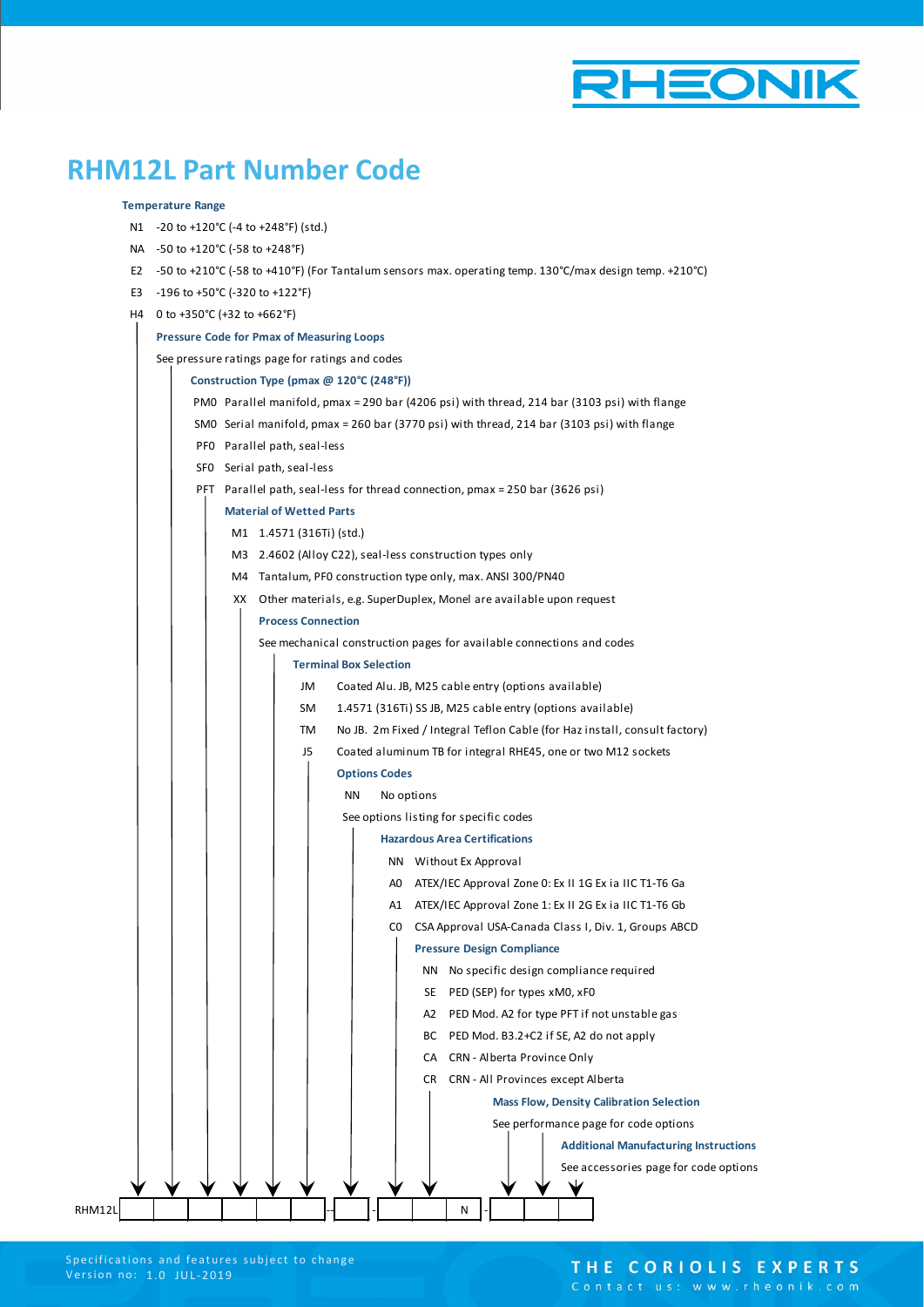# RHM12L Part Number Code

**Temperature Range**

- N1 -20 to +120°C (-4 to +248°F) (std.)
- NA -50 to +120°C (-58 to +248°F)
- E2 -50 to +210°C (-58 to +410°F) (For Tantalum sensors max. operating temp. 130°C/max design temp. +210°C)
- E3 -196 to +50°C (-320 to +122°F)
- H4 0 to +350°C (+32 to +662°F)

**Pressure Code for Pmax of Measuring Loops**

See pressure ratings page for ratings and codes

**Construction Type (pmax @ 120°C (248°F))**

- PM0 Parallel manifold, pmax = 290 bar (4206 psi) with thread, 214 bar (3103 psi) with flange
- SM0 Serial manifold, pmax = 260 bar (3770 psi) with thread, 214 bar (3103 psi) with flange
- PF0 Parallel path, seal-less
- SF0 Serial path, seal-less
- PFT Parallel path, seal-less for thread connection, pmax = 250 bar (3626 psi)

**Material of Wetted Parts**

- M1 1.4571 (316Ti) (std.)
- M3 2.4602 (Alloy C22), seal-less construction types only
- M4 Tantalum, PF0 construction type only, max. ANSI 300/PN40
- XX Other materials, e.g. SuperDuplex, Monel are available upon request

**Process Connection**

See mechanical construction pages for available connections and codes

**Terminal Box Selection**

- JM Coated Alu. JB, M25 cable entry (options available)
- SM 1.4571 (316Ti) SS JB, M25 cable entry (options available)
- TM No JB. 2m Fixed / Integral Teflon Cable (for Haz install, consult factory)
- J5 Coated aluminum TB for integral RHE45, one or two M12 sockets

**Options Codes**

- NN No options

See options listing for specific codes

**Hazardous Area Certifications**

- NN Without Ex Approval
- A0 ATEX/IEC Approval Zone 0: Ex II 1G Ex ia IIC T1-T6 Ga
- A1 ATEX/IEC Approval Zone 1: Ex II 2G Ex ia IIC T1-T6 Gb
- C0 CSA Approval USA-Canada Class I, Div. 1, Groups ABCD

**Pressure Design Compliance**

- NN No specific design compliance required
- SE PED (SEP) for types xM0, xF0
- A2 PED Mod. A2 for type PFT if not unstable gas
- BC PED Mod. B3.2+C2 if SE, A2 do not apply
- CA CRN - Alberta Province Only
- CR CRN - All Provinces except Alberta

**Mass Flow, Density Calibration Selection**

See performance page for code options

**Additional Manufacturing Instructions**

See accessories page for code options

RHM12L [ ][ ][ ][ ][ ][ ][ ] -- [ ] - [ ][ ][ N ] - [ ][ ][ ]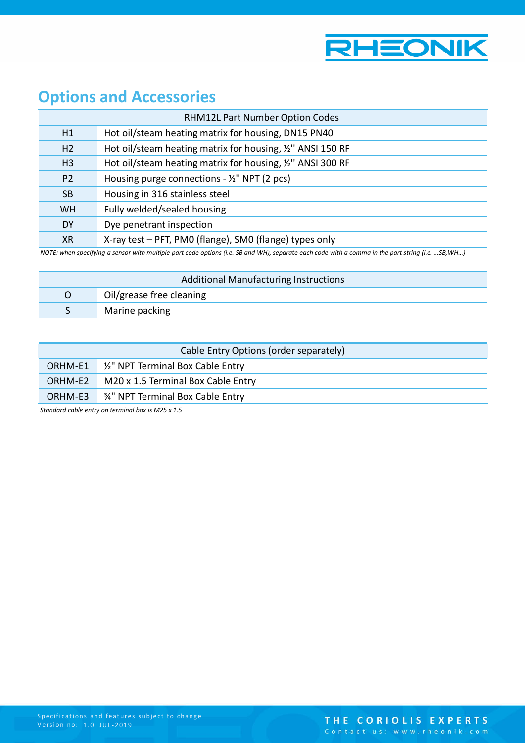## Options and Accessories

| RHM12L Part Number Option Codes | |
|---|---|
| H1 | Hot oil/steam heating matrix for housing, DN15 PN40 |
| H2 | Hot oil/steam heating matrix for housing, ½'' ANSI 150 RF |
| H3 | Hot oil/steam heating matrix for housing, ½'' ANSI 300 RF |
| P2 | Housing purge connections - ½" NPT (2 pcs) |
| SB | Housing in 316 stainless steel |
| WH | Fully welded/sealed housing |
| DY | Dye penetrant inspection |
| XR | X-ray test – PFT, PM0 (flange), SM0 (flange) types only |

*NOTE: when specifying a sensor with multiple part code options (i.e. SB and WH), separate each code with a comma in the part string (i.e. ...SB,WH...)*

| Additional Manufacturing Instructions | |
|---|---|
| O | Oil/grease free cleaning |
| S | Marine packing |

| Cable Entry Options (order separately) | |
|---|---|
| ORHM-E1 | ½" NPT Terminal Box Cable Entry |
| ORHM-E2 | M20 x 1.5 Terminal Box Cable Entry |
| ORHM-E3 | ¾" NPT Terminal Box Cable Entry |

*Standard cable entry on terminal box is M25 x 1.5*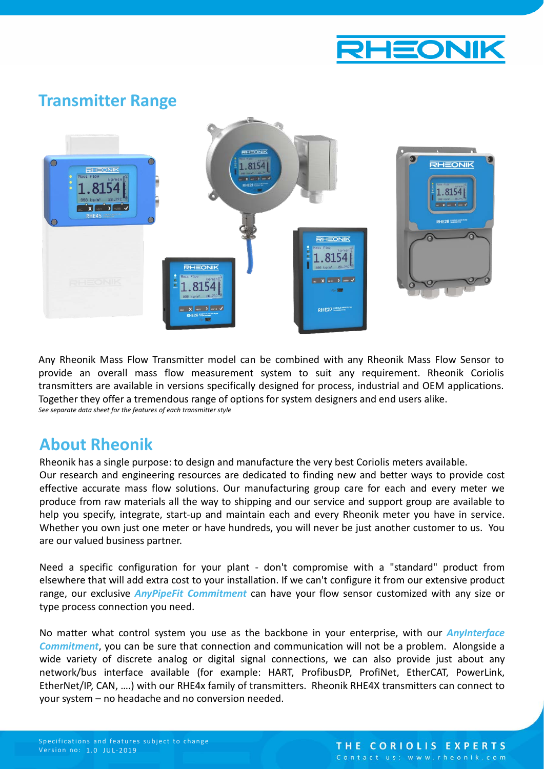## Transmitter Range

Any Rheonik Mass Flow Transmitter model can be combined with any Rheonik Mass Flow Sensor to provide an overall mass flow measurement system to suit any requirement. Rheonik Coriolis transmitters are available in versions specifically designed for process, industrial and OEM applications. Together they offer a tremendous range of options for system designers and end users alike.

*See separate data sheet for the features of each transmitter style*

## About Rheonik

Rheonik has a single purpose: to design and manufacture the very best Coriolis meters available.
Our research and engineering resources are dedicated to finding new and better ways to provide cost effective accurate mass flow solutions. Our manufacturing group care for each and every meter we produce from raw materials all the way to shipping and our service and support group are available to help you specify, integrate, start-up and maintain each and every Rheonik meter you have in service. Whether you own just one meter or have hundreds, you will never be just another customer to us. You are our valued business partner.

Need a specific configuration for your plant - don't compromise with a "standard" product from elsewhere that will add extra cost to your installation. If we can't configure it from our extensive product range, our exclusive ***AnyPipeFit Commitment*** can have your flow sensor customized with any size or type process connection you need.

No matter what control system you use as the backbone in your enterprise, with our ***AnyInterface Commitment***, you can be sure that connection and communication will not be a problem. Alongside a wide variety of discrete analog or digital signal connections, we can also provide just about any network/bus interface available (for example: HART, ProfibusDP, ProfiNet, EtherCAT, PowerLink, EtherNet/IP, CAN, ….) with our RHE4x family of transmitters. Rheonik RHE4X transmitters can connect to your system – no headache and no conversion needed.

Specifications and features subject to change
Version no: 1.0 JUL-2019

THE CORIOLIS EXPERTS
Contact us: www.rheonik.com